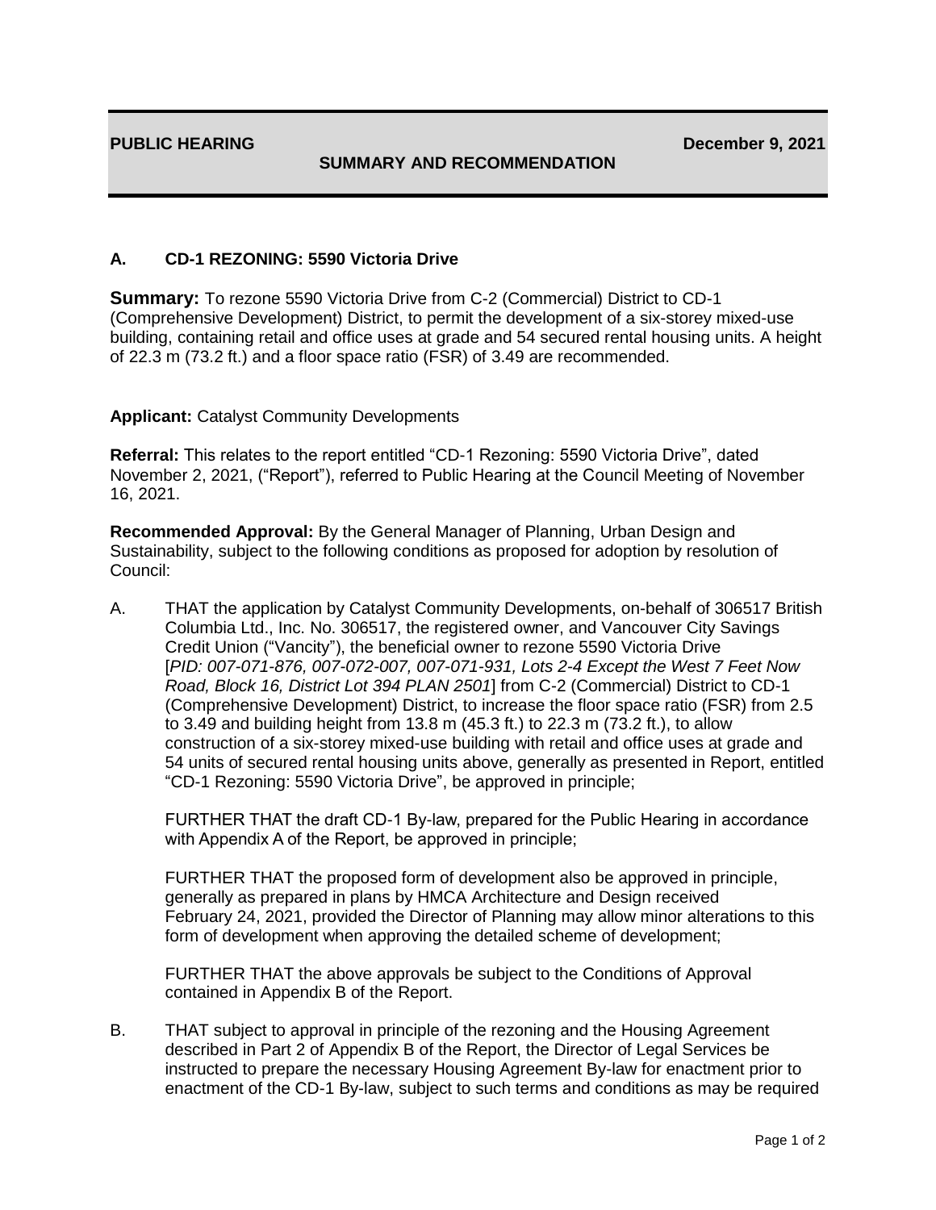**PUBLIC HEARING** **December 9, 2021**

**SUMMARY AND RECOMMENDATION**

### A. CD-1 REZONING: 5590 Victoria Drive

**Summary:** To rezone 5590 Victoria Drive from C-2 (Commercial) District to CD-1 (Comprehensive Development) District, to permit the development of a six-storey mixed-use building, containing retail and office uses at grade and 54 secured rental housing units. A height of 22.3 m (73.2 ft.) and a floor space ratio (FSR) of 3.49 are recommended.

**Applicant:** Catalyst Community Developments

**Referral:** This relates to the report entitled "CD-1 Rezoning: 5590 Victoria Drive", dated November 2, 2021, ("Report"), referred to Public Hearing at the Council Meeting of November 16, 2021.

**Recommended Approval:** By the General Manager of Planning, Urban Design and Sustainability, subject to the following conditions as proposed for adoption by resolution of Council:

A. THAT the application by Catalyst Community Developments, on-behalf of 306517 British Columbia Ltd., Inc. No. 306517, the registered owner, and Vancouver City Savings Credit Union ("Vancity"), the beneficial owner to rezone 5590 Victoria Drive [*PID: 007-071-876, 007-072-007, 007-071-931, Lots 2-4 Except the West 7 Feet Now Road, Block 16, District Lot 394 PLAN 2501*] from C-2 (Commercial) District to CD-1 (Comprehensive Development) District, to increase the floor space ratio (FSR) from 2.5 to 3.49 and building height from 13.8 m (45.3 ft.) to 22.3 m (73.2 ft.), to allow construction of a six-storey mixed-use building with retail and office uses at grade and 54 units of secured rental housing units above, generally as presented in Report, entitled "CD-1 Rezoning: 5590 Victoria Drive", be approved in principle;

   FURTHER THAT the draft CD-1 By-law, prepared for the Public Hearing in accordance with Appendix A of the Report, be approved in principle;

   FURTHER THAT the proposed form of development also be approved in principle, generally as prepared in plans by HMCA Architecture and Design received February 24, 2021, provided the Director of Planning may allow minor alterations to this form of development when approving the detailed scheme of development;

   FURTHER THAT the above approvals be subject to the Conditions of Approval contained in Appendix B of the Report.

B. THAT subject to approval in principle of the rezoning and the Housing Agreement described in Part 2 of Appendix B of the Report, the Director of Legal Services be instructed to prepare the necessary Housing Agreement By-law for enactment prior to enactment of the CD-1 By-law, subject to such terms and conditions as may be required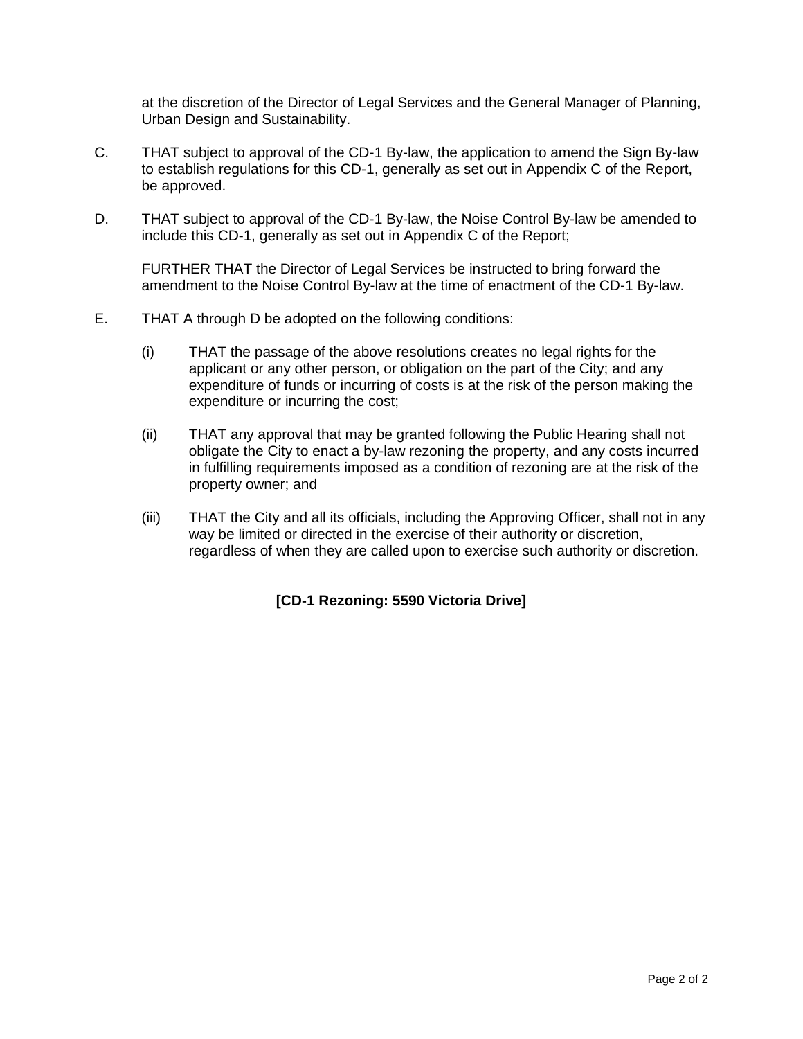at the discretion of the Director of Legal Services and the General Manager of Planning, Urban Design and Sustainability.

C. THAT subject to approval of the CD-1 By-law, the application to amend the Sign By-law to establish regulations for this CD-1, generally as set out in Appendix C of the Report, be approved.

D. THAT subject to approval of the CD-1 By-law, the Noise Control By-law be amended to include this CD-1, generally as set out in Appendix C of the Report;

   FURTHER THAT the Director of Legal Services be instructed to bring forward the amendment to the Noise Control By-law at the time of enactment of the CD-1 By-law.

E. THAT A through D be adopted on the following conditions:

   (i) THAT the passage of the above resolutions creates no legal rights for the applicant or any other person, or obligation on the part of the City; and any expenditure of funds or incurring of costs is at the risk of the person making the expenditure or incurring the cost;

   (ii) THAT any approval that may be granted following the Public Hearing shall not obligate the City to enact a by-law rezoning the property, and any costs incurred in fulfilling requirements imposed as a condition of rezoning are at the risk of the property owner; and

   (iii) THAT the City and all its officials, including the Approving Officer, shall not in any way be limited or directed in the exercise of their authority or discretion, regardless of when they are called upon to exercise such authority or discretion.

**[CD-1 Rezoning: 5590 Victoria Drive]**